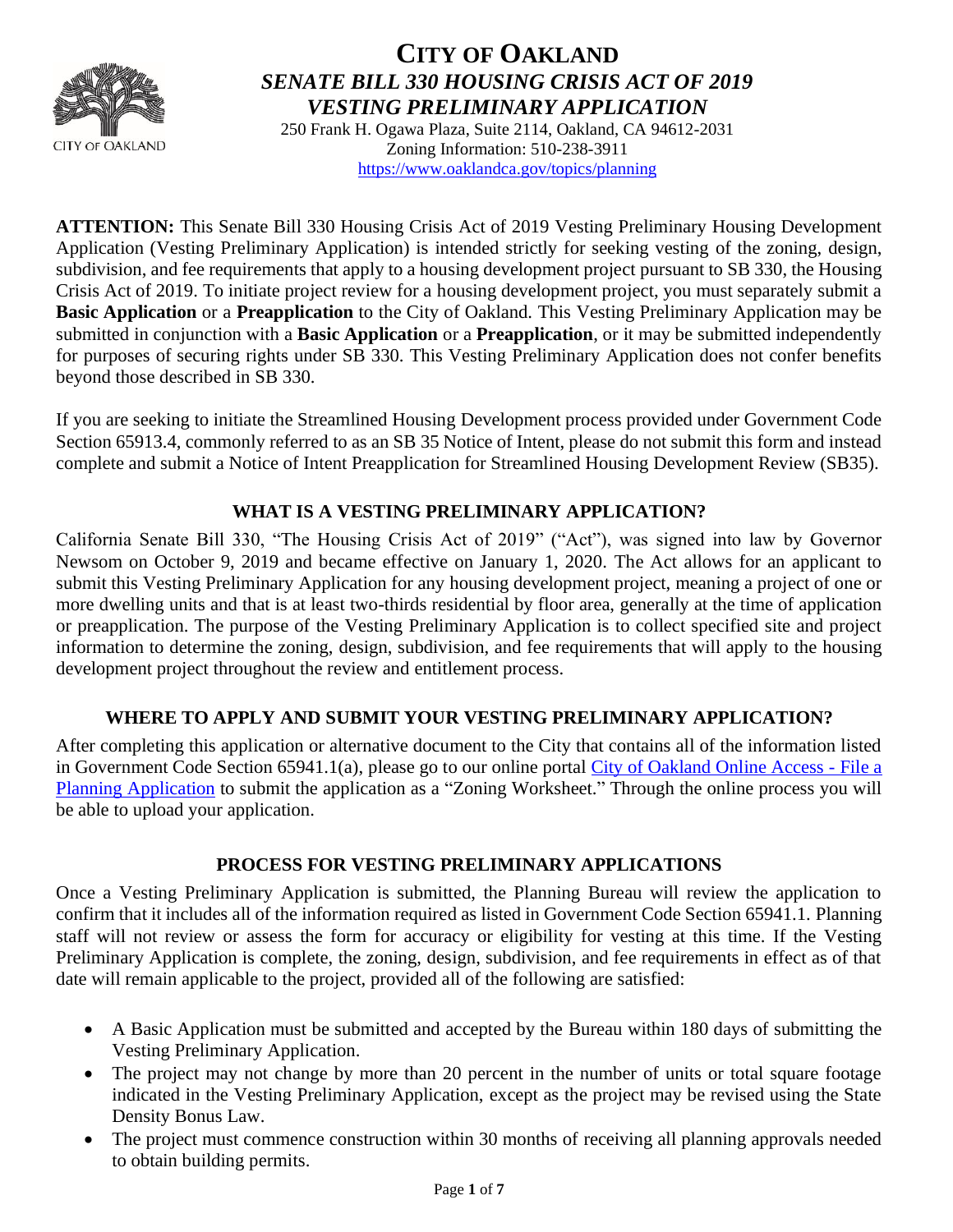# CITY OF OAKLAND

## *SENATE BILL 330 HOUSING CRISIS ACT OF 2019*
## *VESTING PRELIMINARY APPLICATION*

250 Frank H. Ogawa Plaza, Suite 2114, Oakland, CA 94612-2031
Zoning Information: 510-238-3911
https://www.oaklandca.gov/topics/planning

**ATTENTION:** This Senate Bill 330 Housing Crisis Act of 2019 Vesting Preliminary Housing Development Application (Vesting Preliminary Application) is intended strictly for seeking vesting of the zoning, design, subdivision, and fee requirements that apply to a housing development project pursuant to SB 330, the Housing Crisis Act of 2019. To initiate project review for a housing development project, you must separately submit a **Basic Application** or a **Preapplication** to the City of Oakland. This Vesting Preliminary Application may be submitted in conjunction with a **Basic Application** or a **Preapplication**, or it may be submitted independently for purposes of securing rights under SB 330. This Vesting Preliminary Application does not confer benefits beyond those described in SB 330.

If you are seeking to initiate the Streamlined Housing Development process provided under Government Code Section 65913.4, commonly referred to as an SB 35 Notice of Intent, please do not submit this form and instead complete and submit a Notice of Intent Preapplication for Streamlined Housing Development Review (SB35).

### WHAT IS A VESTING PRELIMINARY APPLICATION?

California Senate Bill 330, "The Housing Crisis Act of 2019" ("Act"), was signed into law by Governor Newsom on October 9, 2019 and became effective on January 1, 2020. The Act allows for an applicant to submit this Vesting Preliminary Application for any housing development project, meaning a project of one or more dwelling units and that is at least two-thirds residential by floor area, generally at the time of application or preapplication. The purpose of the Vesting Preliminary Application is to collect specified site and project information to determine the zoning, design, subdivision, and fee requirements that will apply to the housing development project throughout the review and entitlement process.

### WHERE TO APPLY AND SUBMIT YOUR VESTING PRELIMINARY APPLICATION?

After completing this application or alternative document to the City that contains all of the information listed in Government Code Section 65941.1(a), please go to our online portal City of Oakland Online Access - File a Planning Application to submit the application as a "Zoning Worksheet." Through the online process you will be able to upload your application.

### PROCESS FOR VESTING PRELIMINARY APPLICATIONS

Once a Vesting Preliminary Application is submitted, the Planning Bureau will review the application to confirm that it includes all of the information required as listed in Government Code Section 65941.1. Planning staff will not review or assess the form for accuracy or eligibility for vesting at this time. If the Vesting Preliminary Application is complete, the zoning, design, subdivision, and fee requirements in effect as of that date will remain applicable to the project, provided all of the following are satisfied:

- A Basic Application must be submitted and accepted by the Bureau within 180 days of submitting the Vesting Preliminary Application.
- The project may not change by more than 20 percent in the number of units or total square footage indicated in the Vesting Preliminary Application, except as the project may be revised using the State Density Bonus Law.
- The project must commence construction within 30 months of receiving all planning approvals needed to obtain building permits.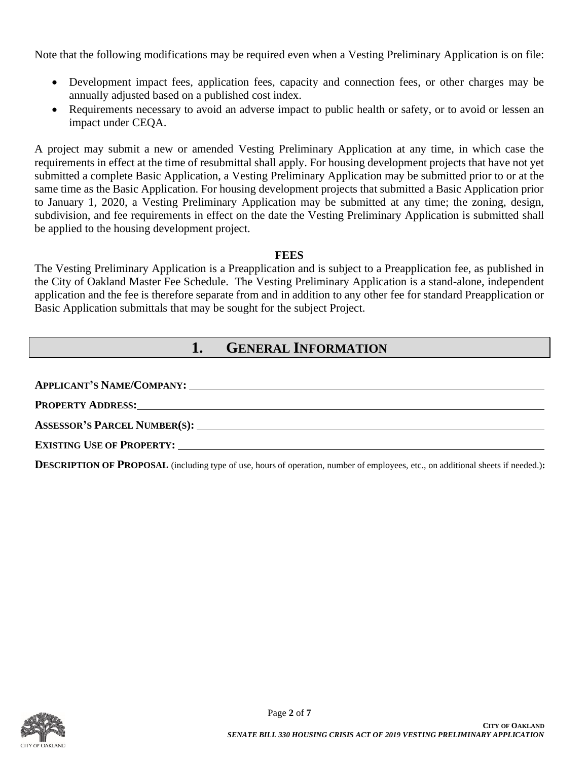Note that the following modifications may be required even when a Vesting Preliminary Application is on file:

- Development impact fees, application fees, capacity and connection fees, or other charges may be annually adjusted based on a published cost index.
- Requirements necessary to avoid an adverse impact to public health or safety, or to avoid or lessen an impact under CEQA.

A project may submit a new or amended Vesting Preliminary Application at any time, in which case the requirements in effect at the time of resubmittal shall apply. For housing development projects that have not yet submitted a complete Basic Application, a Vesting Preliminary Application may be submitted prior to or at the same time as the Basic Application. For housing development projects that submitted a Basic Application prior to January 1, 2020, a Vesting Preliminary Application may be submitted at any time; the zoning, design, subdivision, and fee requirements in effect on the date the Vesting Preliminary Application is submitted shall be applied to the housing development project.

### FEES

The Vesting Preliminary Application is a Preapplication and is subject to a Preapplication fee, as published in the City of Oakland Master Fee Schedule. The Vesting Preliminary Application is a stand-alone, independent application and the fee is therefore separate from and in addition to any other fee for standard Preapplication or Basic Application submittals that may be sought for the subject Project.

## 1. GENERAL INFORMATION

**APPLICANT'S NAME/COMPANY:** ______________________________

**PROPERTY ADDRESS:** ______________________________

**ASSESSOR'S PARCEL NUMBER(S):** ______________________________

**EXISTING USE OF PROPERTY:** ______________________________

**DESCRIPTION OF PROPOSAL** (including type of use, hours of operation, number of employees, etc., on additional sheets if needed.)**:**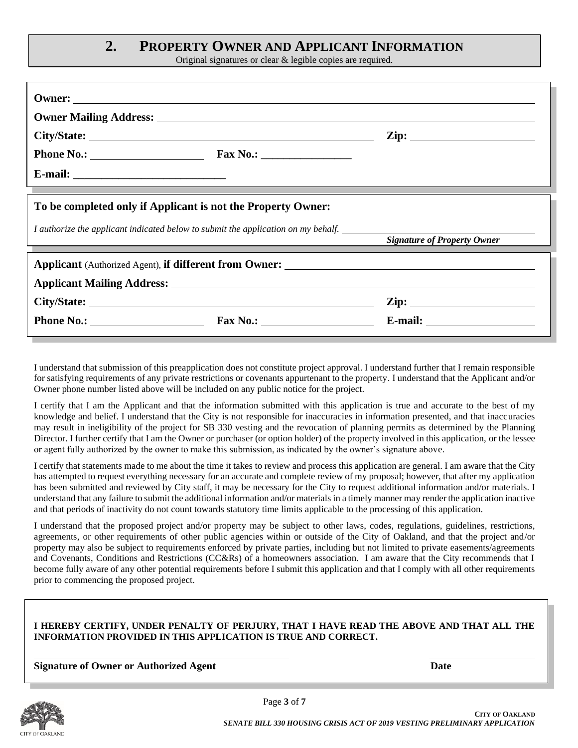## 2. PROPERTY OWNER AND APPLICANT INFORMATION

Original signatures or clear & legible copies are required.

**Owner:** ______________________________

**Owner Mailing Address:** ______________________________

**City/State:** ______________________________ **Zip:** ______________

**Phone No.:** ______________ **Fax No.:** ______________

**E-mail:** ______________________________

**To be completed only if Applicant is not the Property Owner:**

*I authorize the applicant indicated below to submit the application on my behalf.* ______________________________
***Signature of Property Owner***

**Applicant** (Authorized Agent), **if different from Owner:** ______________________________

**Applicant Mailing Address:** ______________________________

**City/State:** ______________________________ **Zip:** ______________

**Phone No.:** ______________ **Fax No.:** ______________ **E-mail:** ______________

I understand that submission of this preapplication does not constitute project approval. I understand further that I remain responsible for satisfying requirements of any private restrictions or covenants appurtenant to the property. I understand that the Applicant and/or Owner phone number listed above will be included on any public notice for the project.

I certify that I am the Applicant and that the information submitted with this application is true and accurate to the best of my knowledge and belief. I understand that the City is not responsible for inaccuracies in information presented, and that inaccuracies may result in ineligibility of the project for SB 330 vesting and the revocation of planning permits as determined by the Planning Director. I further certify that I am the Owner or purchaser (or option holder) of the property involved in this application, or the lessee or agent fully authorized by the owner to make this submission, as indicated by the owner's signature above.

I certify that statements made to me about the time it takes to review and process this application are general. I am aware that the City has attempted to request everything necessary for an accurate and complete review of my proposal; however, that after my application has been submitted and reviewed by City staff, it may be necessary for the City to request additional information and/or materials. I understand that any failure to submit the additional information and/or materials in a timely manner may render the application inactive and that periods of inactivity do not count towards statutory time limits applicable to the processing of this application.

I understand that the proposed project and/or property may be subject to other laws, codes, regulations, guidelines, restrictions, agreements, or other requirements of other public agencies within or outside of the City of Oakland, and that the project and/or property may also be subject to requirements enforced by private parties, including but not limited to private easements/agreements and Covenants, Conditions and Restrictions (CC&Rs) of a homeowners association. I am aware that the City recommends that I become fully aware of any other potential requirements before I submit this application and that I comply with all other requirements prior to commencing the proposed project.

**I HEREBY CERTIFY, UNDER PENALTY OF PERJURY, THAT I HAVE READ THE ABOVE AND THAT ALL THE INFORMATION PROVIDED IN THIS APPLICATION IS TRUE AND CORRECT.**

______________________________ ______________
**Signature of Owner or Authorized Agent** **Date**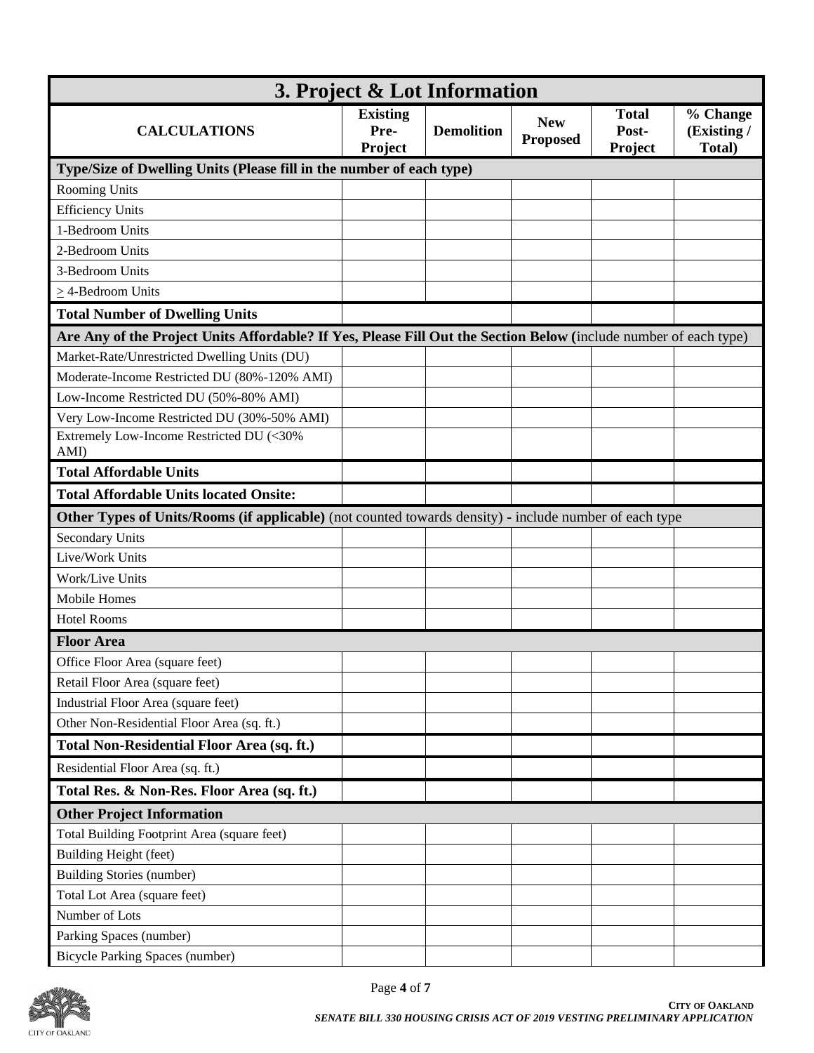## 3. Project & Lot Information

| CALCULATIONS | Existing Pre-Project | Demolition | New Proposed | Total Post-Project | % Change (Existing / Total) |
|---|---|---|---|---|---|
| **Type/Size of Dwelling Units (Please fill in the number of each type)** | | | | | |
| Rooming Units | | | | | |
| Efficiency Units | | | | | |
| 1-Bedroom Units | | | | | |
| 2-Bedroom Units | | | | | |
| 3-Bedroom Units | | | | | |
| ≥ 4-Bedroom Units | | | | | |
| **Total Number of Dwelling Units** | | | | | |
| **Are Any of the Project Units Affordable? If Yes, Please Fill Out the Section Below (**include number of each type) | | | | | |
| Market-Rate/Unrestricted Dwelling Units (DU) | | | | | |
| Moderate-Income Restricted DU (80%-120% AMI) | | | | | |
| Low-Income Restricted DU (50%-80% AMI) | | | | | |
| Very Low-Income Restricted DU (30%-50% AMI) | | | | | |
| Extremely Low-Income Restricted DU (<30% AMI) | | | | | |
| **Total Affordable Units** | | | | | |
| **Total Affordable Units located Onsite:** | | | | | |
| **Other Types of Units/Rooms (if applicable)** (not counted towards density) **-** include number of each type | | | | | |
| Secondary Units | | | | | |
| Live/Work Units | | | | | |
| Work/Live Units | | | | | |
| Mobile Homes | | | | | |
| Hotel Rooms | | | | | |
| **Floor Area** | | | | | |
| Office Floor Area (square feet) | | | | | |
| Retail Floor Area (square feet) | | | | | |
| Industrial Floor Area (square feet) | | | | | |
| Other Non-Residential Floor Area (sq. ft.) | | | | | |
| **Total Non-Residential Floor Area (sq. ft.)** | | | | | |
| Residential Floor Area (sq. ft.) | | | | | |
| **Total Res. & Non-Res. Floor Area (sq. ft.)** | | | | | |
| **Other Project Information** | | | | | |
| Total Building Footprint Area (square feet) | | | | | |
| Building Height (feet) | | | | | |
| Building Stories (number) | | | | | |
| Total Lot Area (square feet) | | | | | |
| Number of Lots | | | | | |
| Parking Spaces (number) | | | | | |
| Bicycle Parking Spaces (number) | | | | | |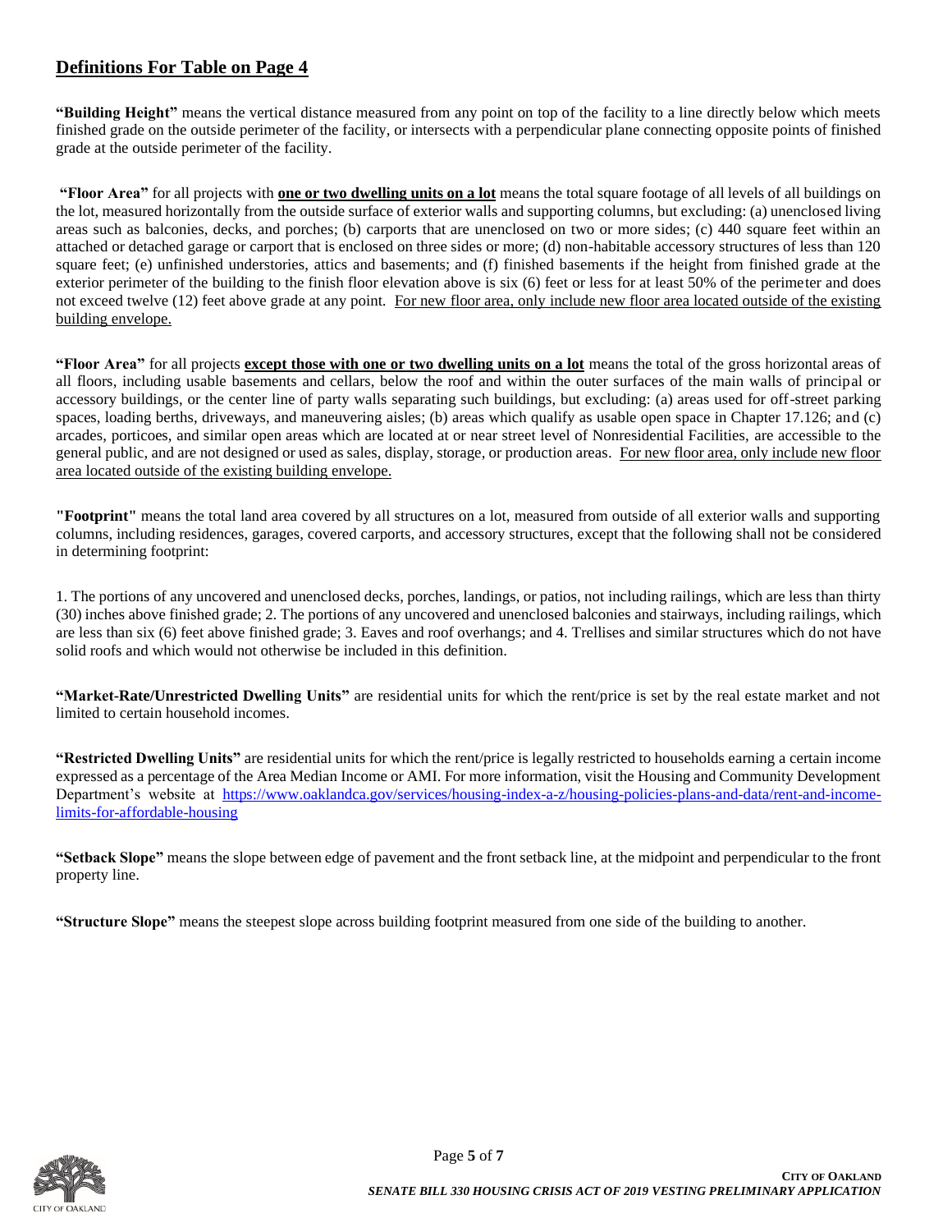## Definitions For Table on Page 4

**"Building Height"** means the vertical distance measured from any point on top of the facility to a line directly below which meets finished grade on the outside perimeter of the facility, or intersects with a perpendicular plane connecting opposite points of finished grade at the outside perimeter of the facility.

**"Floor Area"** for all projects with **one or two dwelling units on a lot** means the total square footage of all levels of all buildings on the lot, measured horizontally from the outside surface of exterior walls and supporting columns, but excluding: (a) unenclosed living areas such as balconies, decks, and porches; (b) carports that are unenclosed on two or more sides; (c) 440 square feet within an attached or detached garage or carport that is enclosed on three sides or more; (d) non-habitable accessory structures of less than 120 square feet; (e) unfinished understories, attics and basements; and (f) finished basements if the height from finished grade at the exterior perimeter of the building to the finish floor elevation above is six (6) feet or less for at least 50% of the perimeter and does not exceed twelve (12) feet above grade at any point. For new floor area, only include new floor area located outside of the existing building envelope.

**"Floor Area"** for all projects **except those with one or two dwelling units on a lot** means the total of the gross horizontal areas of all floors, including usable basements and cellars, below the roof and within the outer surfaces of the main walls of principal or accessory buildings, or the center line of party walls separating such buildings, but excluding: (a) areas used for off-street parking spaces, loading berths, driveways, and maneuvering aisles; (b) areas which qualify as usable open space in Chapter 17.126; and (c) arcades, porticoes, and similar open areas which are located at or near street level of Nonresidential Facilities, are accessible to the general public, and are not designed or used as sales, display, storage, or production areas. For new floor area, only include new floor area located outside of the existing building envelope.

**"Footprint"** means the total land area covered by all structures on a lot, measured from outside of all exterior walls and supporting columns, including residences, garages, covered carports, and accessory structures, except that the following shall not be considered in determining footprint:

1. The portions of any uncovered and unenclosed decks, porches, landings, or patios, not including railings, which are less than thirty (30) inches above finished grade; 2. The portions of any uncovered and unenclosed balconies and stairways, including railings, which are less than six (6) feet above finished grade; 3. Eaves and roof overhangs; and 4. Trellises and similar structures which do not have solid roofs and which would not otherwise be included in this definition.

**"Market-Rate/Unrestricted Dwelling Units"** are residential units for which the rent/price is set by the real estate market and not limited to certain household incomes.

**"Restricted Dwelling Units"** are residential units for which the rent/price is legally restricted to households earning a certain income expressed as a percentage of the Area Median Income or AMI. For more information, visit the Housing and Community Development Department's website at https://www.oaklandca.gov/services/housing-index-a-z/housing-policies-plans-and-data/rent-and-income-limits-for-affordable-housing

**"Setback Slope"** means the slope between edge of pavement and the front setback line, at the midpoint and perpendicular to the front property line.

**"Structure Slope"** means the steepest slope across building footprint measured from one side of the building to another.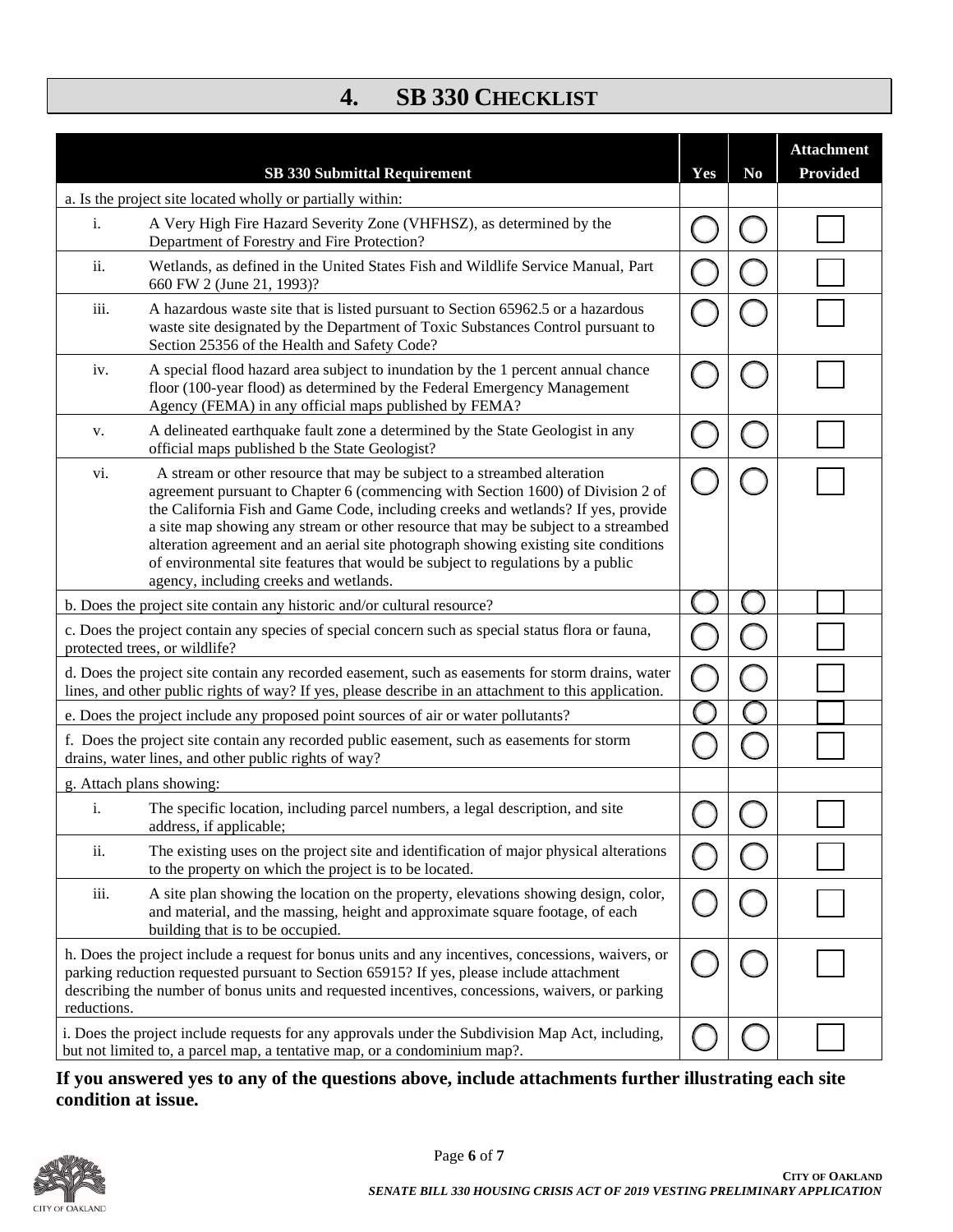# 4. SB 330 CHECKLIST

| SB 330 Submittal Requirement | | Yes | No | Attachment Provided |
|---|---|---|---|---|
| a. Is the project site located wholly or partially within: | | | | |
| i. | A Very High Fire Hazard Severity Zone (VHFHSZ), as determined by the Department of Forestry and Fire Protection? | ◯ | ◯ | ☐ |
| ii. | Wetlands, as defined in the United States Fish and Wildlife Service Manual, Part 660 FW 2 (June 21, 1993)? | ◯ | ◯ | ☐ |
| iii. | A hazardous waste site that is listed pursuant to Section 65962.5 or a hazardous waste site designated by the Department of Toxic Substances Control pursuant to Section 25356 of the Health and Safety Code? | ◯ | ◯ | ☐ |
| iv. | A special flood hazard area subject to inundation by the 1 percent annual chance floor (100-year flood) as determined by the Federal Emergency Management Agency (FEMA) in any official maps published by FEMA? | ◯ | ◯ | ☐ |
| v. | A delineated earthquake fault zone a determined by the State Geologist in any official maps published b the State Geologist? | ◯ | ◯ | ☐ |
| vi. | A stream or other resource that may be subject to a streambed alteration agreement pursuant to Chapter 6 (commencing with Section 1600) of Division 2 of the California Fish and Game Code, including creeks and wetlands? If yes, provide a site map showing any stream or other resource that may be subject to a streambed alteration agreement and an aerial site photograph showing existing site conditions of environmental site features that would be subject to regulations by a public agency, including creeks and wetlands. | ◯ | ◯ | ☐ |
| b. Does the project site contain any historic and/or cultural resource? | | ◯ | ◯ | ☐ |
| c. Does the project contain any species of special concern such as special status flora or fauna, protected trees, or wildlife? | | ◯ | ◯ | ☐ |
| d. Does the project site contain any recorded easement, such as easements for storm drains, water lines, and other public rights of way? If yes, please describe in an attachment to this application. | | ◯ | ◯ | ☐ |
| e. Does the project include any proposed point sources of air or water pollutants? | | ◯ | ◯ | ☐ |
| f. Does the project site contain any recorded public easement, such as easements for storm drains, water lines, and other public rights of way? | | ◯ | ◯ | ☐ |
| g. Attach plans showing: | | | | |
| i. | The specific location, including parcel numbers, a legal description, and site address, if applicable; | ◯ | ◯ | ☐ |
| ii. | The existing uses on the project site and identification of major physical alterations to the property on which the project is to be located. | ◯ | ◯ | ☐ |
| iii. | A site plan showing the location on the property, elevations showing design, color, and material, and the massing, height and approximate square footage, of each building that is to be occupied. | ◯ | ◯ | ☐ |
| h. Does the project include a request for bonus units and any incentives, concessions, waivers, or parking reduction requested pursuant to Section 65915? If yes, please include attachment describing the number of bonus units and requested incentives, concessions, waivers, or parking reductions. | | ◯ | ◯ | ☐ |
| i. Does the project include requests for any approvals under the Subdivision Map Act, including, but not limited to, a parcel map, a tentative map, or a condominium map?. | | ◯ | ◯ | ☐ |

**If you answered yes to any of the questions above, include attachments further illustrating each site condition at issue.**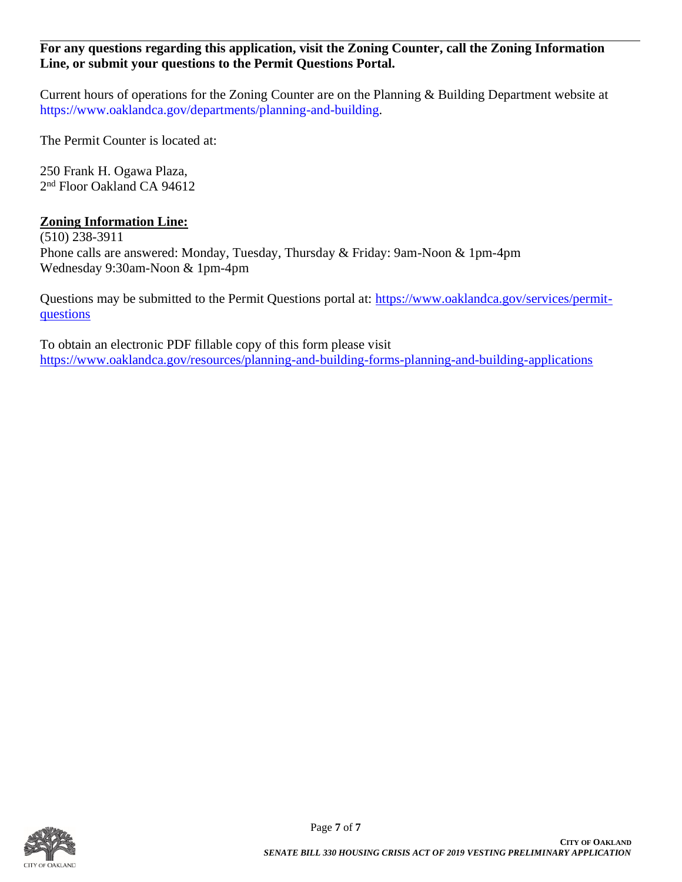**For any questions regarding this application, visit the Zoning Counter, call the Zoning Information Line, or submit your questions to the Permit Questions Portal.**

Current hours of operations for the Zoning Counter are on the Planning & Building Department website at https://www.oaklandca.gov/departments/planning-and-building.

The Permit Counter is located at:

250 Frank H. Ogawa Plaza,
2nd Floor Oakland CA 94612

**Zoning Information Line:**

(510) 238-3911
Phone calls are answered: Monday, Tuesday, Thursday & Friday: 9am-Noon & 1pm-4pm
Wednesday 9:30am-Noon & 1pm-4pm

Questions may be submitted to the Permit Questions portal at: https://www.oaklandca.gov/services/permit-questions

To obtain an electronic PDF fillable copy of this form please visit
https://www.oaklandca.gov/resources/planning-and-building-forms-planning-and-building-applications